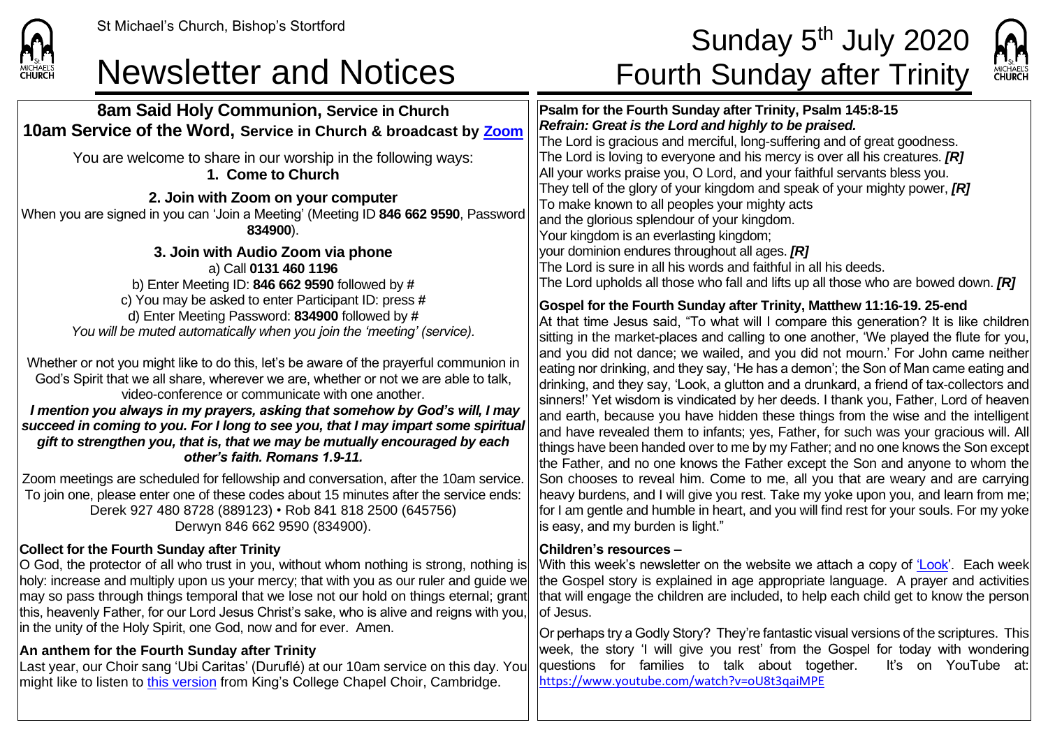St Michael's Church, Bishop's Stortford

# Newsletter and Notices

# Sunday 5th July 2020
# Fourth Sunday after Trinity

## 8am Said Holy Communion, Service in Church
## 10am Service of the Word, Service in Church & broadcast by Zoom

You are welcome to share in our worship in the following ways:

**1. Come to Church**

**2. Join with Zoom on your computer**

When you are signed in you can 'Join a Meeting' (Meeting ID **846 662 9590**, Password **834900**).

**3. Join with Audio Zoom via phone**

a) Call **0131 460 1196**
b) Enter Meeting ID: **846 662 9590** followed by **#**
c) You may be asked to enter Participant ID: press **#**
d) Enter Meeting Password: **834900** followed by **#**

*You will be muted automatically when you join the 'meeting' (service).*

Whether or not you might like to do this, let's be aware of the prayerful communion in God's Spirit that we all share, wherever we are, whether or not we are able to talk, video-conference or communicate with one another.

***I mention you always in my prayers, asking that somehow by God's will, I may succeed in coming to you. For I long to see you, that I may impart some spiritual gift to strengthen you, that is, that we may be mutually encouraged by each other's faith. Romans 1.9-11.***

Zoom meetings are scheduled for fellowship and conversation, after the 10am service. To join one, please enter one of these codes about 15 minutes after the service ends:
Derek 927 480 8728 (889123) • Rob 841 818 2500 (645756)
Derwyn 846 662 9590 (834900).

**Collect for the Fourth Sunday after Trinity**

O God, the protector of all who trust in you, without whom nothing is strong, nothing is holy: increase and multiply upon us your mercy; that with you as our ruler and guide we may so pass through things temporal that we lose not our hold on things eternal; grant this, heavenly Father, for our Lord Jesus Christ's sake, who is alive and reigns with you, in the unity of the Holy Spirit, one God, now and for ever. Amen.

**An anthem for the Fourth Sunday after Trinity**

Last year, our Choir sang 'Ubi Caritas' (Duruflé) at our 10am service on this day. You might like to listen to this version from King's College Chapel Choir, Cambridge.

**Psalm for the Fourth Sunday after Trinity, Psalm 145:8-15**

***Refrain: Great is the Lord and highly to be praised.***

The Lord is gracious and merciful, long-suffering and of great goodness.
The Lord is loving to everyone and his mercy is over all his creatures. ***[R]***
All your works praise you, O Lord, and your faithful servants bless you.
They tell of the glory of your kingdom and speak of your mighty power, ***[R]***
To make known to all peoples your mighty acts
and the glorious splendour of your kingdom.
Your kingdom is an everlasting kingdom;
your dominion endures throughout all ages. ***[R]***
The Lord is sure in all his words and faithful in all his deeds.
The Lord upholds all those who fall and lifts up all those who are bowed down. ***[R]***

**Gospel for the Fourth Sunday after Trinity, Matthew 11:16-19. 25-end**

At that time Jesus said, "To what will I compare this generation? It is like children sitting in the market-places and calling to one another, 'We played the flute for you, and you did not dance; we wailed, and you did not mourn.' For John came neither eating nor drinking, and they say, 'He has a demon'; the Son of Man came eating and drinking, and they say, 'Look, a glutton and a drunkard, a friend of tax-collectors and sinners!' Yet wisdom is vindicated by her deeds. I thank you, Father, Lord of heaven and earth, because you have hidden these things from the wise and the intelligent and have revealed them to infants; yes, Father, for such was your gracious will. All things have been handed over to me by my Father; and no one knows the Son except the Father, and no one knows the Father except the Son and anyone to whom the Son chooses to reveal him. Come to me, all you that are weary and are carrying heavy burdens, and I will give you rest. Take my yoke upon you, and learn from me; for I am gentle and humble in heart, and you will find rest for your souls. For my yoke is easy, and my burden is light."

**Children's resources –**

With this week's newsletter on the website we attach a copy of 'Look'. Each week the Gospel story is explained in age appropriate language. A prayer and activities that will engage the children are included, to help each child get to know the person of Jesus.

Or perhaps try a Godly Story? They're fantastic visual versions of the scriptures. This week, the story 'I will give you rest' from the Gospel for today with wondering questions for families to talk about together. It's on YouTube at: https://www.youtube.com/watch?v=oU8t3qaiMPE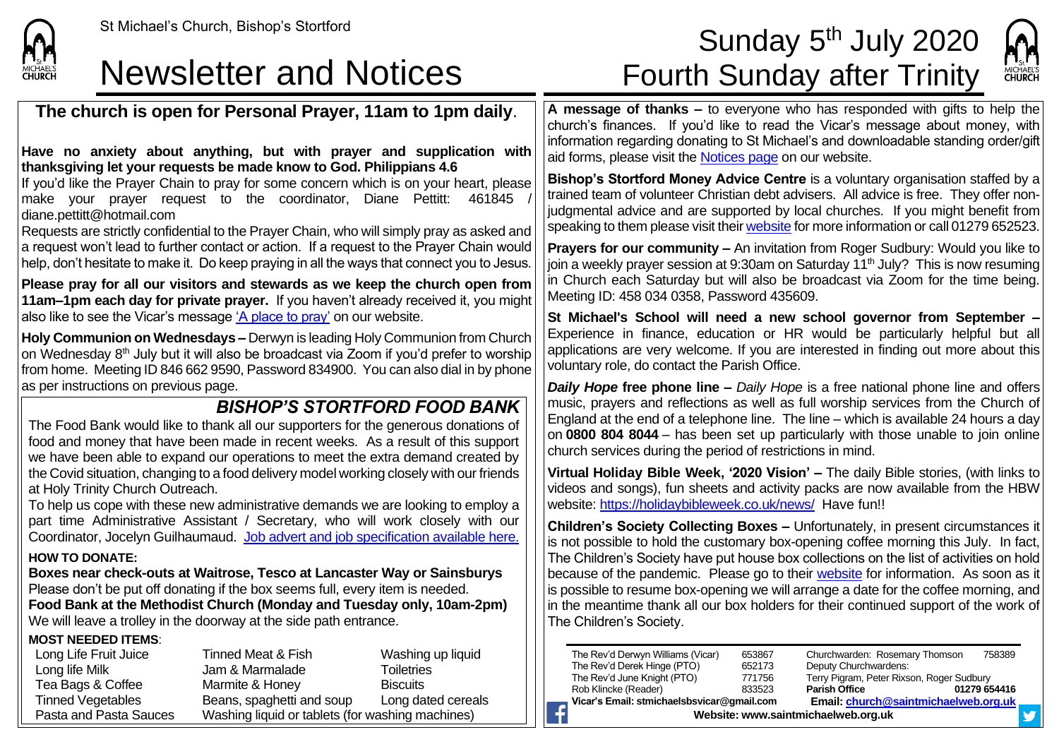St Michael's Church, Bishop's Stortford

# Newsletter and Notices

# Sunday 5th July 2020 Fourth Sunday after Trinity

## The church is open for Personal Prayer, 11am to 1pm daily.

**Have no anxiety about anything, but with prayer and supplication with thanksgiving let your requests be made know to God. Philippians 4.6**

If you'd like the Prayer Chain to pray for some concern which is on your heart, please make your prayer request to the coordinator, Diane Pettitt: 461845 / diane.pettitt@hotmail.com

Requests are strictly confidential to the Prayer Chain, who will simply pray as asked and a request won't lead to further contact or action. If a request to the Prayer Chain would help, don't hesitate to make it. Do keep praying in all the ways that connect you to Jesus.

**Please pray for all our visitors and stewards as we keep the church open from 11am–1pm each day for private prayer.** If you haven't already received it, you might also like to see the Vicar's message 'A place to pray' on our website.

**Holy Communion on Wednesdays –** Derwyn is leading Holy Communion from Church on Wednesday 8th July but it will also be broadcast via Zoom if you'd prefer to worship from home. Meeting ID 846 662 9590, Password 834900. You can also dial in by phone as per instructions on previous page.

## *BISHOP'S STORTFORD FOOD BANK*

The Food Bank would like to thank all our supporters for the generous donations of food and money that have been made in recent weeks. As a result of this support we have been able to expand our operations to meet the extra demand created by the Covid situation, changing to a food delivery model working closely with our friends at Holy Trinity Church Outreach.

To help us cope with these new administrative demands we are looking to employ a part time Administrative Assistant / Secretary, who will work closely with our Coordinator, Jocelyn Guilhaumaud. Job advert and job specification available here.

**HOW TO DONATE:**

**Boxes near check-outs at Waitrose, Tesco at Lancaster Way or Sainsburys**
Please don't be put off donating if the box seems full, every item is needed.
**Food Bank at the Methodist Church (Monday and Tuesday only, 10am-2pm)**
We will leave a trolley in the doorway at the side path entrance.

**MOST NEEDED ITEMS**:

| | | |
|---|---|---|
| Long Life Fruit Juice | Tinned Meat & Fish | Washing up liquid |
| Long life Milk | Jam & Marmalade | Toiletries |
| Tea Bags & Coffee | Marmite & Honey | Biscuits |
| Tinned Vegetables | Beans, spaghetti and soup | Long dated cereals |
| Pasta and Pasta Sauces | Washing liquid or tablets (for washing machines) | |

**A message of thanks –** to everyone who has responded with gifts to help the church's finances. If you'd like to read the Vicar's message about money, with information regarding donating to St Michael's and downloadable standing order/gift aid forms, please visit the Notices page on our website.

**Bishop's Stortford Money Advice Centre** is a voluntary organisation staffed by a trained team of volunteer Christian debt advisers. All advice is free. They offer non-judgmental advice and are supported by local churches. If you might benefit from speaking to them please visit their website for more information or call 01279 652523.

**Prayers for our community –** An invitation from Roger Sudbury: Would you like to join a weekly prayer session at 9:30am on Saturday 11th July? This is now resuming in Church each Saturday but will also be broadcast via Zoom for the time being. Meeting ID: 458 034 0358, Password 435609.

**St Michael's School will need a new school governor from September –** Experience in finance, education or HR would be particularly helpful but all applications are very welcome. If you are interested in finding out more about this voluntary role, do contact the Parish Office.

***Daily Hope* free phone line –** *Daily Hope* is a free national phone line and offers music, prayers and reflections as well as full worship services from the Church of England at the end of a telephone line. The line – which is available 24 hours a day on **0800 804 8044** – has been set up particularly with those unable to join online church services during the period of restrictions in mind.

**Virtual Holiday Bible Week, '2020 Vision' –** The daily Bible stories, (with links to videos and songs), fun sheets and activity packs are now available from the HBW website: https://holidaybibleweek.co.uk/news/ Have fun!!

**Children's Society Collecting Boxes –** Unfortunately, in present circumstances it is not possible to hold the customary box-opening coffee morning this July. In fact, The Children's Society have put house box collections on the list of activities on hold because of the pandemic. Please go to their website for information. As soon as it is possible to resume box-opening we will arrange a date for the coffee morning, and in the meantime thank all our box holders for their continued support of the work of The Children's Society.

| | | | |
|---|---|---|---|
| The Rev'd Derwyn Williams (Vicar) | 653867 | Churchwarden: Rosemary Thomson | 758389 |
| The Rev'd Derek Hinge (PTO) | 652173 | Deputy Churchwardens: | |
| The Rev'd June Knight (PTO) | 771756 | Terry Pigram, Peter Rixson, Roger Sudbury | |
| Rob Klincke (Reader) | 833523 | **Parish Office** | **01279 654416** |
| **Vicar's Email: stmichaelsbsvicar@gmail.com** | | **Email: church@saintmichaelweb.org.uk** | |

**Website: www.saintmichaelweb.org.uk**